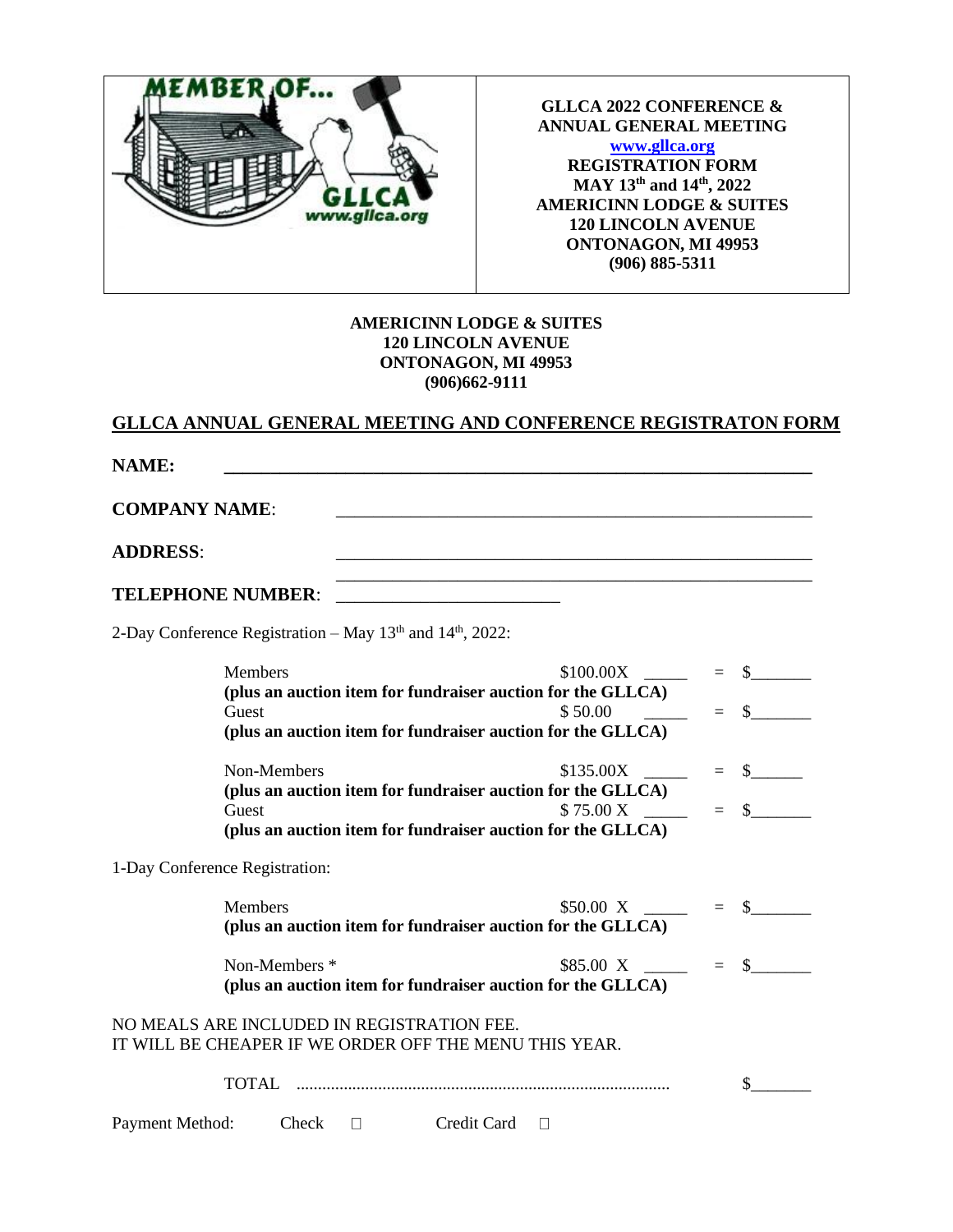| | |
|---|---|
| MEMBER OF... GLLCA www.gllca.org | **GLLCA 2022 CONFERENCE & ANNUAL GENERAL MEETING** <br> **www.gllca.org** <br> **REGISTRATION FORM** <br> **MAY 13th and 14th, 2022** <br> **AMERICINN LODGE & SUITES** <br> **120 LINCOLN AVENUE** <br> **ONTONAGON, MI 49953** <br> **(906) 885-5311** |

**AMERICINN LODGE & SUITES**
**120 LINCOLN AVENUE**
**ONTONAGON, MI 49953**
**(906)662-9111**

## GLLCA ANNUAL GENERAL MEETING AND CONFERENCE REGISTRATON FORM

**NAME:** ________________________________________________________________

**COMPANY NAME**: ____________________________________________________

**ADDRESS**: __________________________________________________________
______________________________________________________________________

**TELEPHONE NUMBER**: ________________________

2-Day Conference Registration – May 13th and 14th, 2022:

| | | | | |
|---|---|---|---|---|
| Members | $100.00X | _____ | = | $_______ |
| **(plus an auction item for fundraiser auction for the GLLCA)** | | | | |
| Guest | $ 50.00 | _____ | = | $_______ |
| **(plus an auction item for fundraiser auction for the GLLCA)** | | | | |
| Non-Members | $135.00X | _____ | = | $______ |
| **(plus an auction item for fundraiser auction for the GLLCA)** | | | | |
| Guest | $ 75.00 X | _____ | = | $_______ |
| **(plus an auction item for fundraiser auction for the GLLCA)** | | | | |

1-Day Conference Registration:

| | | | | |
|---|---|---|---|---|
| Members | $50.00 X | _____ | = | $_______ |
| **(plus an auction item for fundraiser auction for the GLLCA)** | | | | |
| Non-Members * | $85.00 X | _____ | = | $_______ |
| **(plus an auction item for fundraiser auction for the GLLCA)** | | | | |

NO MEALS ARE INCLUDED IN REGISTRATION FEE.
IT WILL BE CHEAPER IF WE ORDER OFF THE MENU THIS YEAR.

TOTAL ...................................................................................... $_______

Payment Method: Check ☐ Credit Card ☐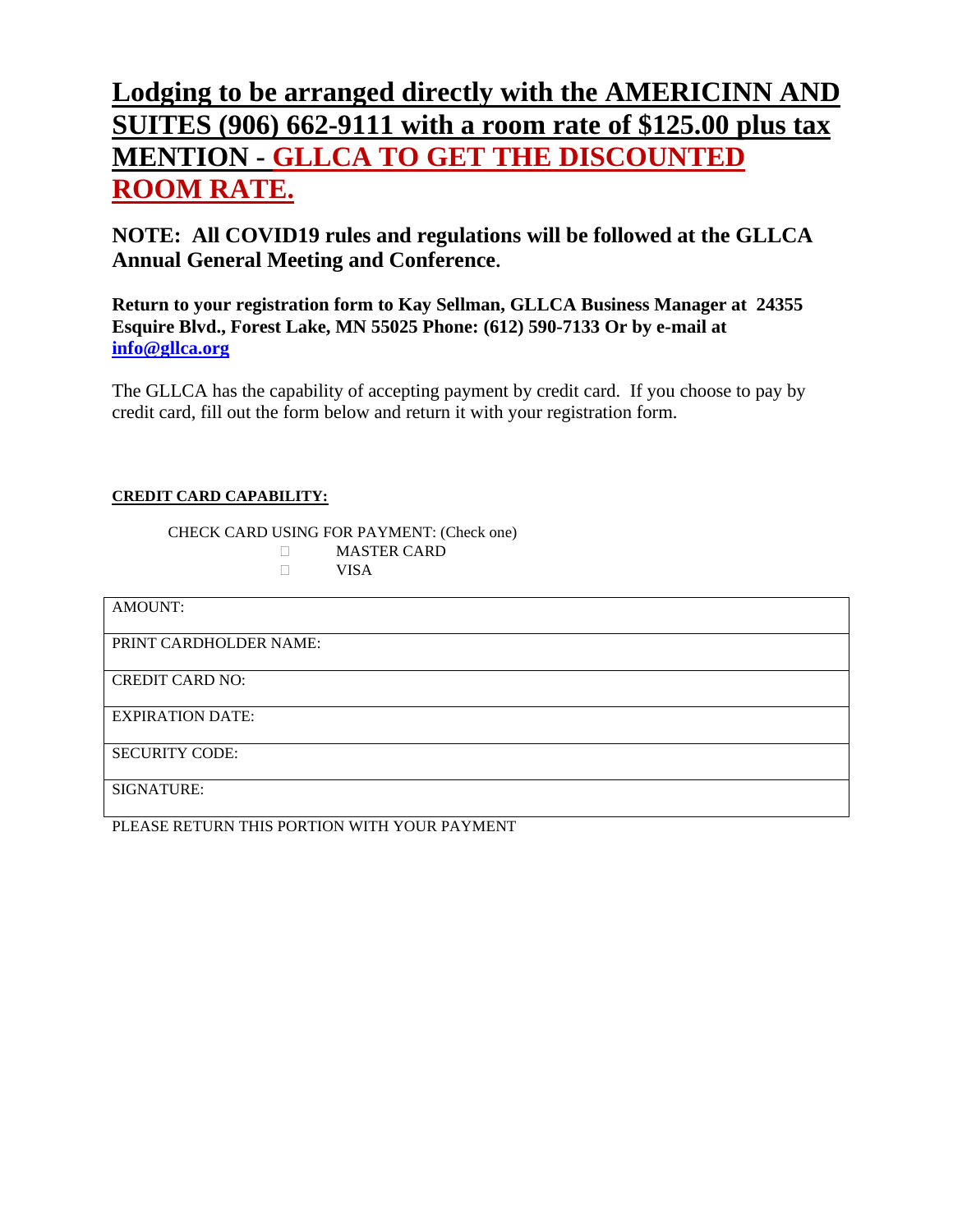# Lodging to be arranged directly with the AMERICINN AND SUITES (906) 662-9111 with a room rate of $125.00 plus tax MENTION - GLLCA TO GET THE DISCOUNTED ROOM RATE.

**NOTE: All COVID19 rules and regulations will be followed at the GLLCA Annual General Meeting and Conference.**

**Return to your registration form to Kay Sellman, GLLCA Business Manager at 24355 Esquire Blvd., Forest Lake, MN 55025 Phone: (612) 590-7133 Or by e-mail at info@gllca.org**

The GLLCA has the capability of accepting payment by credit card. If you choose to pay by credit card, fill out the form below and return it with your registration form.

**CREDIT CARD CAPABILITY:**

CHECK CARD USING FOR PAYMENT: (Check one)

- ☐ MASTER CARD
- ☐ VISA

| |
|---|
| AMOUNT: |
| PRINT CARDHOLDER NAME: |
| CREDIT CARD NO: |
| EXPIRATION DATE: |
| SECURITY CODE: |
| SIGNATURE: |

PLEASE RETURN THIS PORTION WITH YOUR PAYMENT